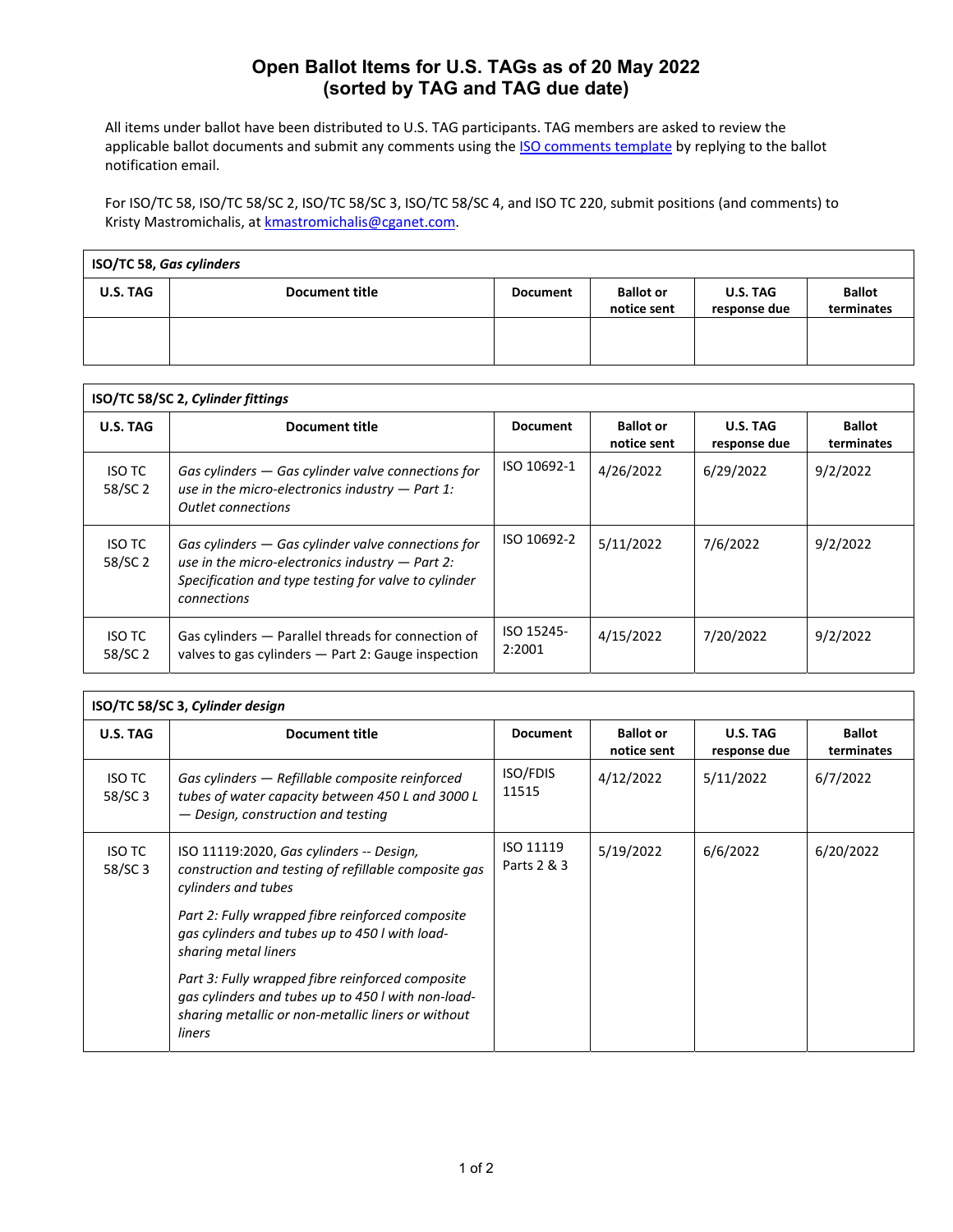# Open Ballot Items for U.S. TAGs as of 20 May 2022
## (sorted by TAG and TAG due date)

All items under ballot have been distributed to U.S. TAG participants. TAG members are asked to review the applicable ballot documents and submit any comments using the [ISO comments template](ISO comments template) by replying to the ballot notification email.

For ISO/TC 58, ISO/TC 58/SC 2, ISO/TC 58/SC 3, ISO/TC 58/SC 4, and ISO TC 220, submit positions (and comments) to Kristy Mastromichalis, at kmastromichalis@cganet.com.

| ISO/TC 58, *Gas cylinders* | | | | | |
|---|---|---|---|---|---|
| **U.S. TAG** | **Document title** | **Document** | **Ballot or notice sent** | **U.S. TAG response due** | **Ballot terminates** |
| | | | | | |

| ISO/TC 58/SC 2, *Cylinder fittings* | | | | | |
|---|---|---|---|---|---|
| **U.S. TAG** | **Document title** | **Document** | **Ballot or notice sent** | **U.S. TAG response due** | **Ballot terminates** |
| ISO TC 58/SC 2 | *Gas cylinders — Gas cylinder valve connections for use in the micro-electronics industry — Part 1: Outlet connections* | ISO 10692-1 | 4/26/2022 | 6/29/2022 | 9/2/2022 |
| ISO TC 58/SC 2 | *Gas cylinders — Gas cylinder valve connections for use in the micro-electronics industry — Part 2: Specification and type testing for valve to cylinder connections* | ISO 10692-2 | 5/11/2022 | 7/6/2022 | 9/2/2022 |
| ISO TC 58/SC 2 | Gas cylinders — Parallel threads for connection of valves to gas cylinders — Part 2: Gauge inspection | ISO 15245-2:2001 | 4/15/2022 | 7/20/2022 | 9/2/2022 |

| ISO/TC 58/SC 3, *Cylinder design* | | | | | |
|---|---|---|---|---|---|
| **U.S. TAG** | **Document title** | **Document** | **Ballot or notice sent** | **U.S. TAG response due** | **Ballot terminates** |
| ISO TC 58/SC 3 | *Gas cylinders — Refillable composite reinforced tubes of water capacity between 450 L and 3000 L — Design, construction and testing* | ISO/FDIS 11515 | 4/12/2022 | 5/11/2022 | 6/7/2022 |
| ISO TC 58/SC 3 | ISO 11119:2020, *Gas cylinders -- Design, construction and testing of refillable composite gas cylinders and tubes*<br><br>*Part 2: Fully wrapped fibre reinforced composite gas cylinders and tubes up to 450 l with load-sharing metal liners*<br><br>*Part 3: Fully wrapped fibre reinforced composite gas cylinders and tubes up to 450 l with non-load-sharing metallic or non-metallic liners or without liners* | ISO 11119 Parts 2 & 3 | 5/19/2022 | 6/6/2022 | 6/20/2022 |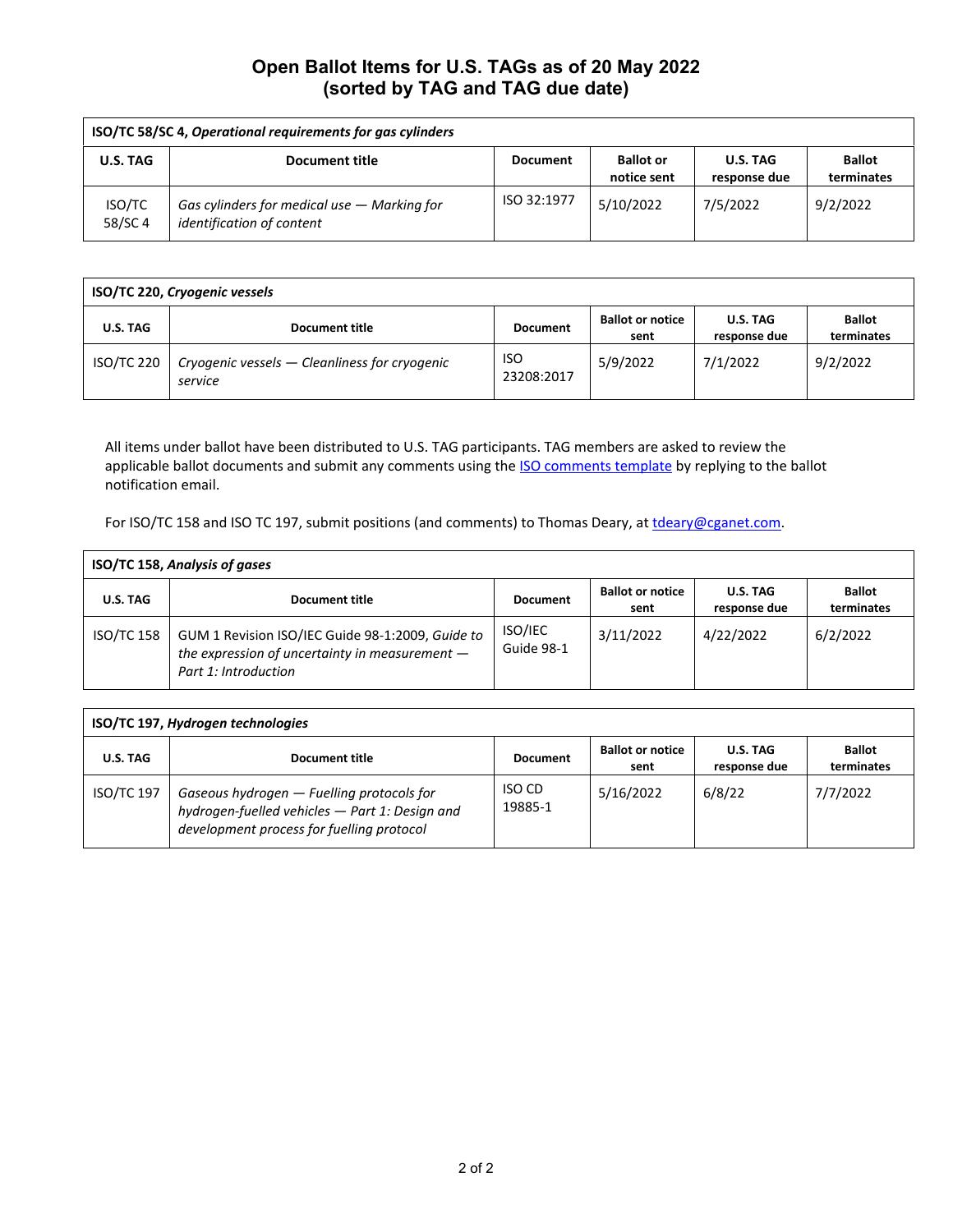# Open Ballot Items for U.S. TAGs as of 20 May 2022
# (sorted by TAG and TAG due date)

| ISO/TC 58/SC 4, *Operational requirements for gas cylinders* | | | | | |
|---|---|---|---|---|---|
| **U.S. TAG** | **Document title** | **Document** | **Ballot or notice sent** | **U.S. TAG response due** | **Ballot terminates** |
| ISO/TC 58/SC 4 | *Gas cylinders for medical use — Marking for identification of content* | ISO 32:1977 | 5/10/2022 | 7/5/2022 | 9/2/2022 |

| ISO/TC 220, *Cryogenic vessels* | | | | | |
|---|---|---|---|---|---|
| **U.S. TAG** | **Document title** | **Document** | **Ballot or notice sent** | **U.S. TAG response due** | **Ballot terminates** |
| ISO/TC 220 | *Cryogenic vessels — Cleanliness for cryogenic service* | ISO 23208:2017 | 5/9/2022 | 7/1/2022 | 9/2/2022 |

All items under ballot have been distributed to U.S. TAG participants. TAG members are asked to review the applicable ballot documents and submit any comments using the ISO comments template by replying to the ballot notification email.

For ISO/TC 158 and ISO TC 197, submit positions (and comments) to Thomas Deary, at tdeary@cganet.com.

| ISO/TC 158, *Analysis of gases* | | | | | |
|---|---|---|---|---|---|
| **U.S. TAG** | **Document title** | **Document** | **Ballot or notice sent** | **U.S. TAG response due** | **Ballot terminates** |
| ISO/TC 158 | GUM 1 Revision ISO/IEC Guide 98-1:2009, *Guide to the expression of uncertainty in measurement — Part 1: Introduction* | ISO/IEC Guide 98-1 | 3/11/2022 | 4/22/2022 | 6/2/2022 |

| ISO/TC 197, *Hydrogen technologies* | | | | | |
|---|---|---|---|---|---|
| **U.S. TAG** | **Document title** | **Document** | **Ballot or notice sent** | **U.S. TAG response due** | **Ballot terminates** |
| ISO/TC 197 | *Gaseous hydrogen — Fuelling protocols for hydrogen-fuelled vehicles — Part 1: Design and development process for fuelling protocol* | ISO CD 19885-1 | 5/16/2022 | 6/8/22 | 7/7/2022 |